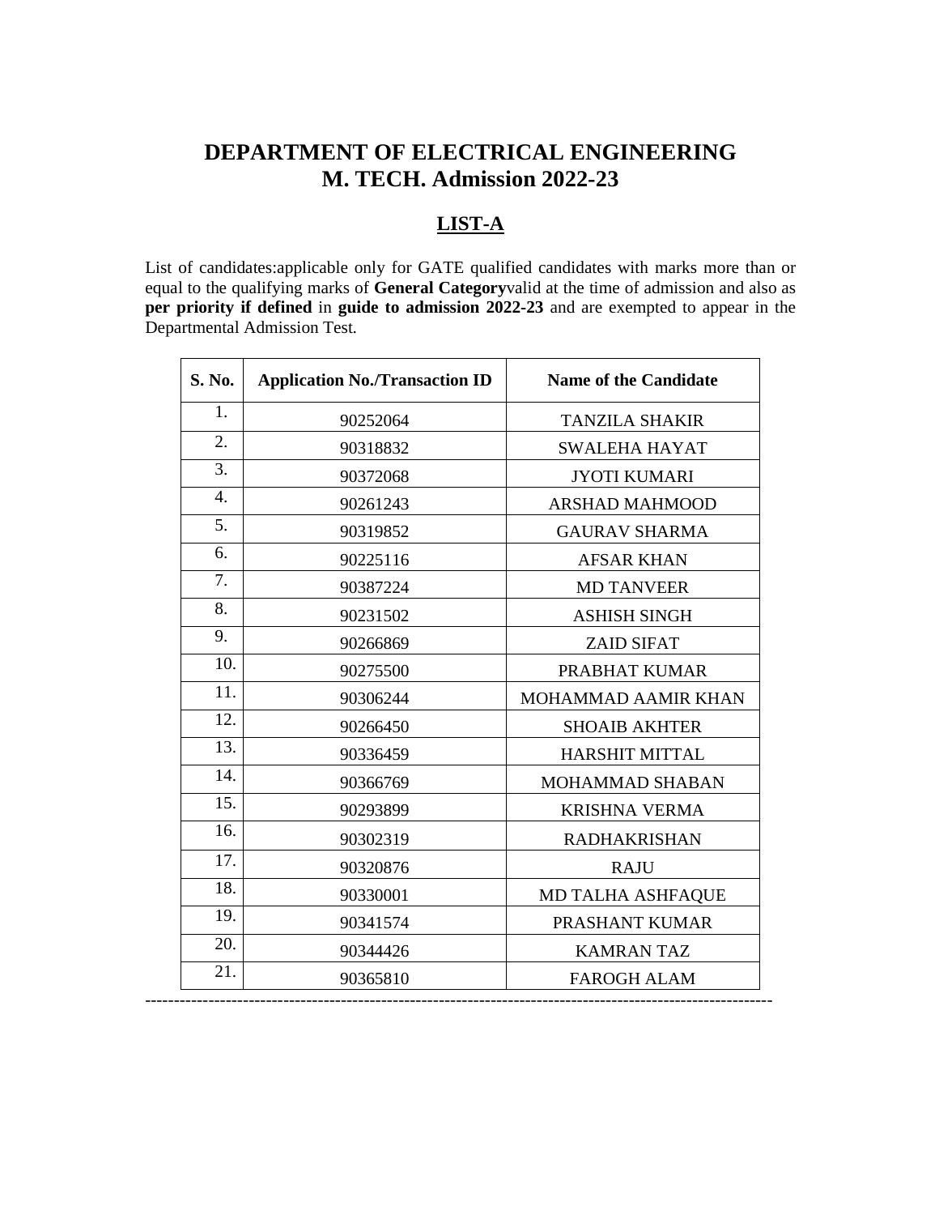# DEPARTMENT OF ELECTRICAL ENGINEERING
# M. TECH. Admission 2022-23

## LIST-A

List of candidates:applicable only for GATE qualified candidates with marks more than or equal to the qualifying marks of **General Category**valid at the time of admission and also as **per priority if defined** in **guide to admission 2022-23** and are exempted to appear in the Departmental Admission Test.

| S. No. | Application No./Transaction ID | Name of the Candidate |
|---|---|---|
| 1. | 90252064 | TANZILA SHAKIR |
| 2. | 90318832 | SWALEHA HAYAT |
| 3. | 90372068 | JYOTI KUMARI |
| 4. | 90261243 | ARSHAD MAHMOOD |
| 5. | 90319852 | GAURAV SHARMA |
| 6. | 90225116 | AFSAR KHAN |
| 7. | 90387224 | MD TANVEER |
| 8. | 90231502 | ASHISH SINGH |
| 9. | 90266869 | ZAID SIFAT |
| 10. | 90275500 | PRABHAT KUMAR |
| 11. | 90306244 | MOHAMMAD AAMIR KHAN |
| 12. | 90266450 | SHOAIB AKHTER |
| 13. | 90336459 | HARSHIT MITTAL |
| 14. | 90366769 | MOHAMMAD SHABAN |
| 15. | 90293899 | KRISHNA VERMA |
| 16. | 90302319 | RADHAKRISHAN |
| 17. | 90320876 | RAJU |
| 18. | 90330001 | MD TALHA ASHFAQUE |
| 19. | 90341574 | PRASHANT KUMAR |
| 20. | 90344426 | KAMRAN TAZ |
| 21. | 90365810 | FAROGH ALAM |

---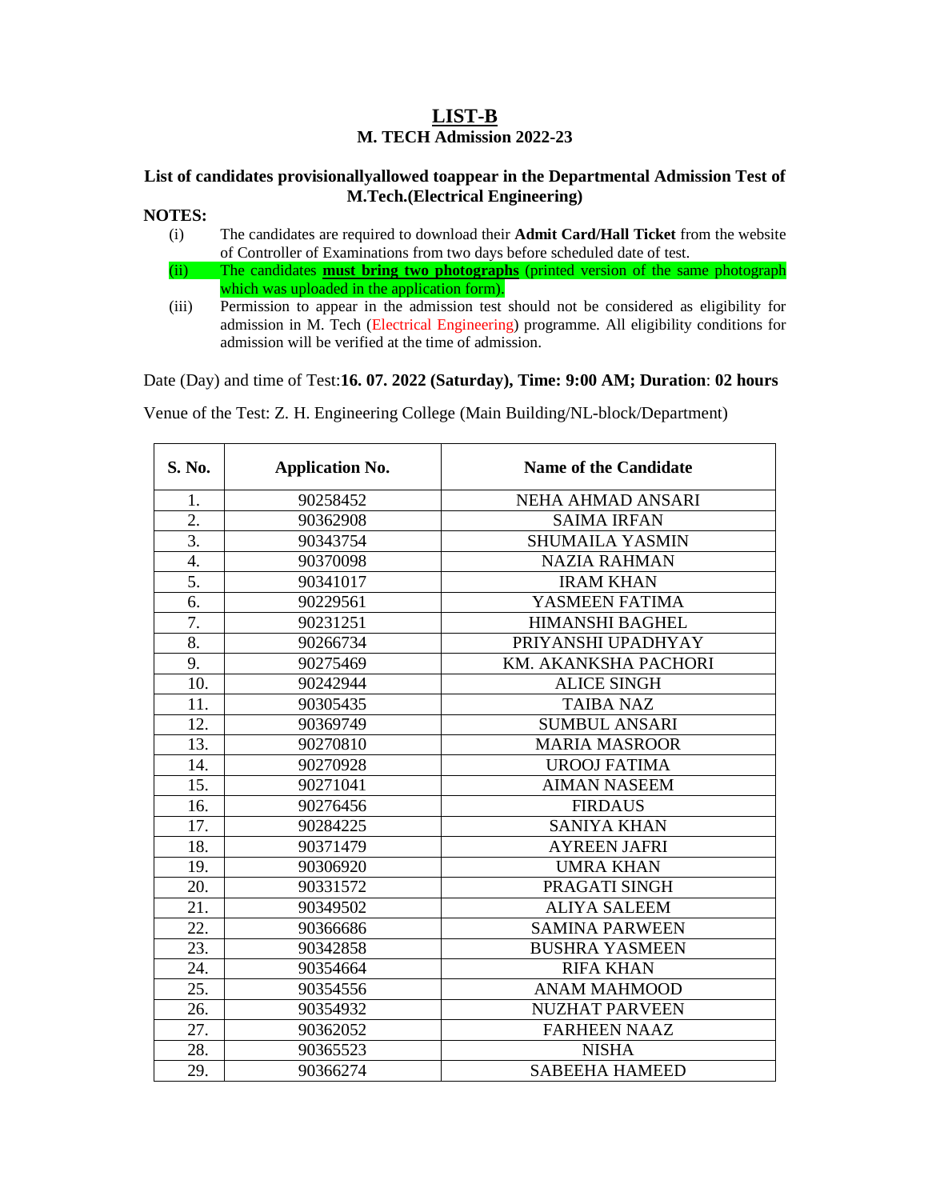# LIST-B

## M. TECH Admission 2022-23

### List of candidates provisionallyallowed toappear in the Departmental Admission Test of M.Tech.(Electrical Engineering)

**NOTES:**

- (i) The candidates are required to download their **Admit Card/Hall Ticket** from the website of Controller of Examinations from two days before scheduled date of test.
- (ii) The candidates **must bring two photographs** (printed version of the same photograph which was uploaded in the application form).
- (iii) Permission to appear in the admission test should not be considered as eligibility for admission in M. Tech (Electrical Engineering) programme. All eligibility conditions for admission will be verified at the time of admission.

Date (Day) and time of Test:**16. 07. 2022 (Saturday), Time: 9:00 AM; Duration**: **02 hours**

Venue of the Test: Z. H. Engineering College (Main Building/NL-block/Department)

| S. No. | Application No. | Name of the Candidate |
|---|---|---|
| 1. | 90258452 | NEHA AHMAD ANSARI |
| 2. | 90362908 | SAIMA IRFAN |
| 3. | 90343754 | SHUMAILA YASMIN |
| 4. | 90370098 | NAZIA RAHMAN |
| 5. | 90341017 | IRAM KHAN |
| 6. | 90229561 | YASMEEN FATIMA |
| 7. | 90231251 | HIMANSHI BAGHEL |
| 8. | 90266734 | PRIYANSHI UPADHYAY |
| 9. | 90275469 | KM. AKANKSHA PACHORI |
| 10. | 90242944 | ALICE SINGH |
| 11. | 90305435 | TAIBA NAZ |
| 12. | 90369749 | SUMBUL ANSARI |
| 13. | 90270810 | MARIA MASROOR |
| 14. | 90270928 | UROOJ FATIMA |
| 15. | 90271041 | AIMAN NASEEM |
| 16. | 90276456 | FIRDAUS |
| 17. | 90284225 | SANIYA KHAN |
| 18. | 90371479 | AYREEN JAFRI |
| 19. | 90306920 | UMRA KHAN |
| 20. | 90331572 | PRAGATI SINGH |
| 21. | 90349502 | ALIYA SALEEM |
| 22. | 90366686 | SAMINA PARWEEN |
| 23. | 90342858 | BUSHRA YASMEEN |
| 24. | 90354664 | RIFA KHAN |
| 25. | 90354556 | ANAM MAHMOOD |
| 26. | 90354932 | NUZHAT PARVEEN |
| 27. | 90362052 | FARHEEN NAAZ |
| 28. | 90365523 | NISHA |
| 29. | 90366274 | SABEEHA HAMEED |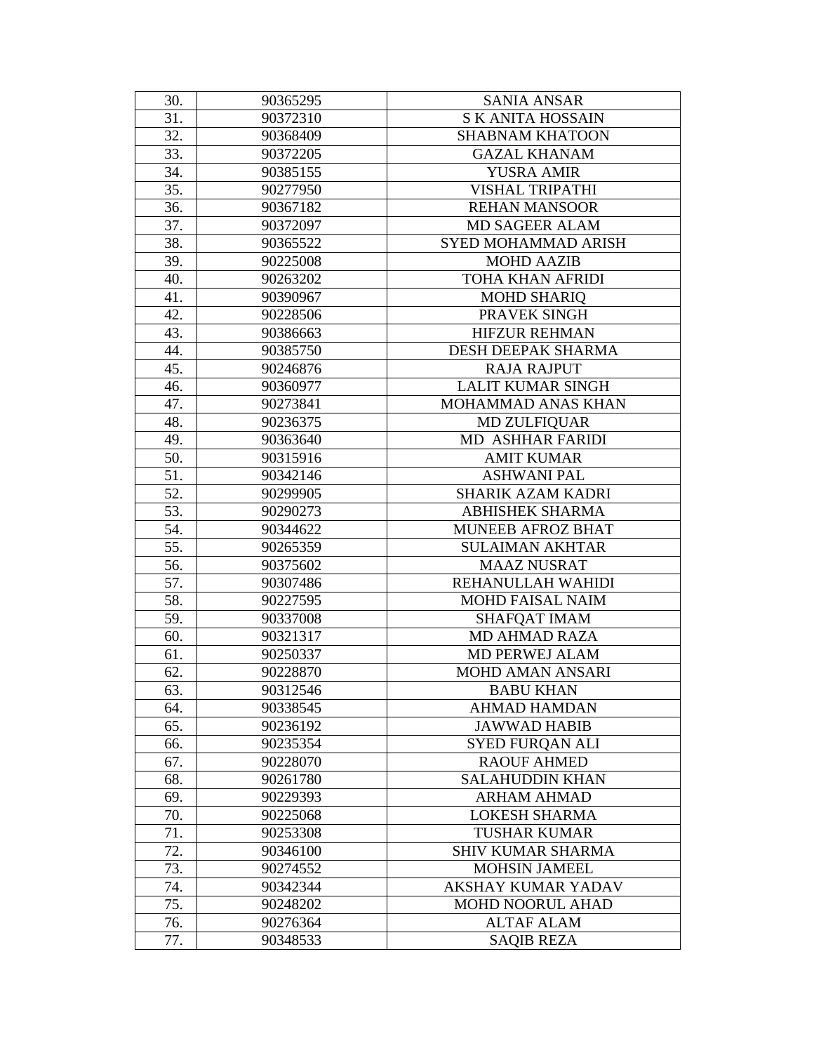| 30. | 90365295 | SANIA ANSAR |
|---|---|---|
| 31. | 90372310 | S K ANITA HOSSAIN |
| 32. | 90368409 | SHABNAM KHATOON |
| 33. | 90372205 | GAZAL KHANAM |
| 34. | 90385155 | YUSRA AMIR |
| 35. | 90277950 | VISHAL TRIPATHI |
| 36. | 90367182 | REHAN MANSOOR |
| 37. | 90372097 | MD SAGEER ALAM |
| 38. | 90365522 | SYED MOHAMMAD ARISH |
| 39. | 90225008 | MOHD AAZIB |
| 40. | 90263202 | TOHA KHAN AFRIDI |
| 41. | 90390967 | MOHD SHARIQ |
| 42. | 90228506 | PRAVEK SINGH |
| 43. | 90386663 | HIFZUR REHMAN |
| 44. | 90385750 | DESH DEEPAK SHARMA |
| 45. | 90246876 | RAJA RAJPUT |
| 46. | 90360977 | LALIT KUMAR SINGH |
| 47. | 90273841 | MOHAMMAD ANAS KHAN |
| 48. | 90236375 | MD ZULFIQUAR |
| 49. | 90363640 | MD ASHHAR FARIDI |
| 50. | 90315916 | AMIT KUMAR |
| 51. | 90342146 | ASHWANI PAL |
| 52. | 90299905 | SHARIK AZAM KADRI |
| 53. | 90290273 | ABHISHEK SHARMA |
| 54. | 90344622 | MUNEEB AFROZ BHAT |
| 55. | 90265359 | SULAIMAN AKHTAR |
| 56. | 90375602 | MAAZ NUSRAT |
| 57. | 90307486 | REHANULLAH WAHIDI |
| 58. | 90227595 | MOHD FAISAL NAIM |
| 59. | 90337008 | SHAFQAT IMAM |
| 60. | 90321317 | MD AHMAD RAZA |
| 61. | 90250337 | MD PERWEJ ALAM |
| 62. | 90228870 | MOHD AMAN ANSARI |
| 63. | 90312546 | BABU KHAN |
| 64. | 90338545 | AHMAD HAMDAN |
| 65. | 90236192 | JAWWAD HABIB |
| 66. | 90235354 | SYED FURQAN ALI |
| 67. | 90228070 | RAOUF AHMED |
| 68. | 90261780 | SALAHUDDIN KHAN |
| 69. | 90229393 | ARHAM AHMAD |
| 70. | 90225068 | LOKESH SHARMA |
| 71. | 90253308 | TUSHAR KUMAR |
| 72. | 90346100 | SHIV KUMAR SHARMA |
| 73. | 90274552 | MOHSIN JAMEEL |
| 74. | 90342344 | AKSHAY KUMAR YADAV |
| 75. | 90248202 | MOHD NOORUL AHAD |
| 76. | 90276364 | ALTAF ALAM |
| 77. | 90348533 | SAQIB REZA |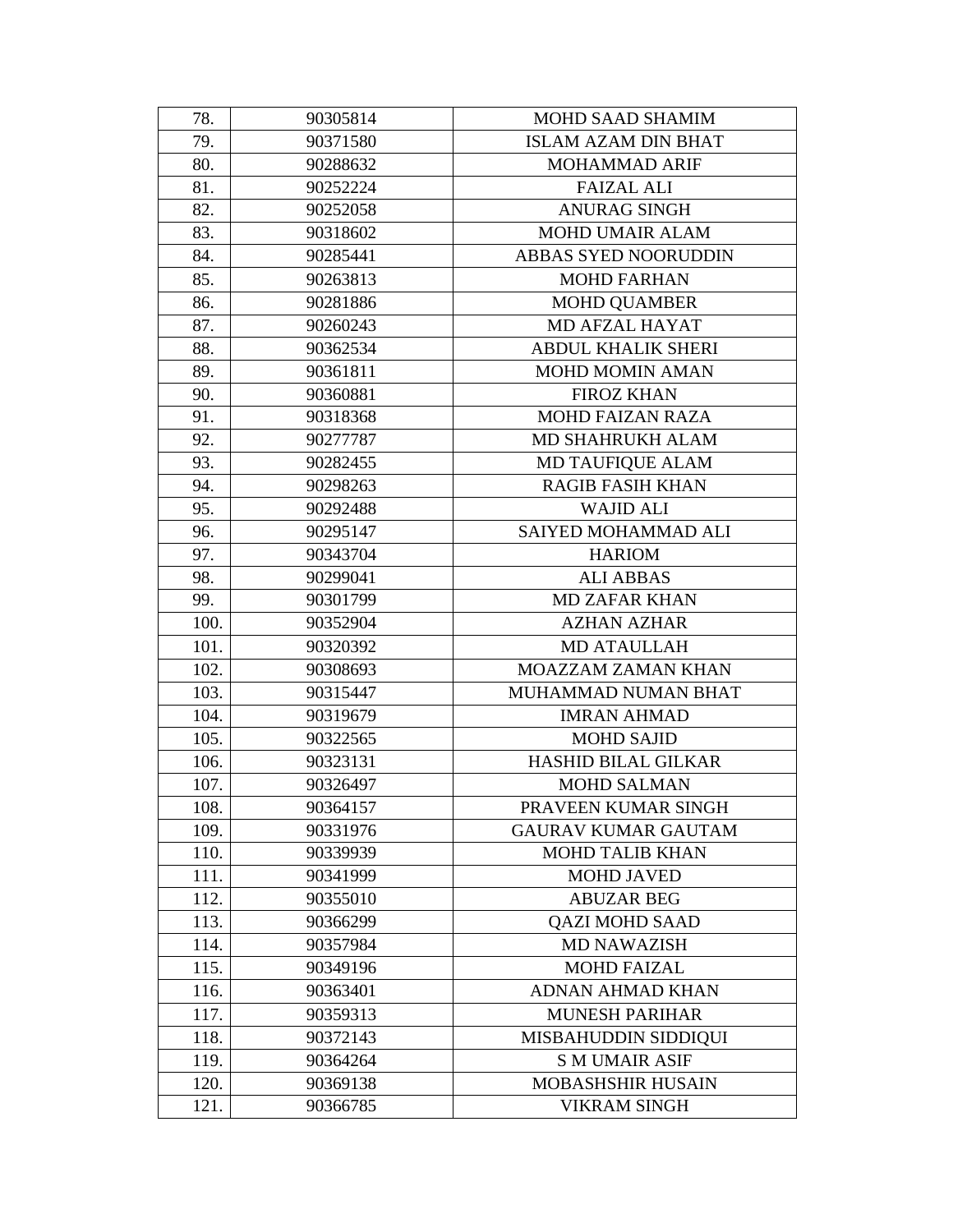| | | |
|---|---|---|
| 78. | 90305814 | MOHD SAAD SHAMIM |
| 79. | 90371580 | ISLAM AZAM DIN BHAT |
| 80. | 90288632 | MOHAMMAD ARIF |
| 81. | 90252224 | FAIZAL ALI |
| 82. | 90252058 | ANURAG SINGH |
| 83. | 90318602 | MOHD UMAIR ALAM |
| 84. | 90285441 | ABBAS SYED NOORUDDIN |
| 85. | 90263813 | MOHD FARHAN |
| 86. | 90281886 | MOHD QUAMBER |
| 87. | 90260243 | MD AFZAL HAYAT |
| 88. | 90362534 | ABDUL KHALIK SHERI |
| 89. | 90361811 | MOHD MOMIN AMAN |
| 90. | 90360881 | FIROZ KHAN |
| 91. | 90318368 | MOHD FAIZAN RAZA |
| 92. | 90277787 | MD SHAHRUKH ALAM |
| 93. | 90282455 | MD TAUFIQUE ALAM |
| 94. | 90298263 | RAGIB FASIH KHAN |
| 95. | 90292488 | WAJID ALI |
| 96. | 90295147 | SAIYED MOHAMMAD ALI |
| 97. | 90343704 | HARIOM |
| 98. | 90299041 | ALI ABBAS |
| 99. | 90301799 | MD ZAFAR KHAN |
| 100. | 90352904 | AZHAN AZHAR |
| 101. | 90320392 | MD ATAULLAH |
| 102. | 90308693 | MOAZZAM ZAMAN KHAN |
| 103. | 90315447 | MUHAMMAD NUMAN BHAT |
| 104. | 90319679 | IMRAN AHMAD |
| 105. | 90322565 | MOHD SAJID |
| 106. | 90323131 | HASHID BILAL GILKAR |
| 107. | 90326497 | MOHD SALMAN |
| 108. | 90364157 | PRAVEEN KUMAR SINGH |
| 109. | 90331976 | GAURAV KUMAR GAUTAM |
| 110. | 90339939 | MOHD TALIB KHAN |
| 111. | 90341999 | MOHD JAVED |
| 112. | 90355010 | ABUZAR BEG |
| 113. | 90366299 | QAZI MOHD SAAD |
| 114. | 90357984 | MD NAWAZISH |
| 115. | 90349196 | MOHD FAIZAL |
| 116. | 90363401 | ADNAN AHMAD KHAN |
| 117. | 90359313 | MUNESH PARIHAR |
| 118. | 90372143 | MISBAHUDDIN SIDDIQUI |
| 119. | 90364264 | S M UMAIR ASIF |
| 120. | 90369138 | MOBASHSHIR HUSAIN |
| 121. | 90366785 | VIKRAM SINGH |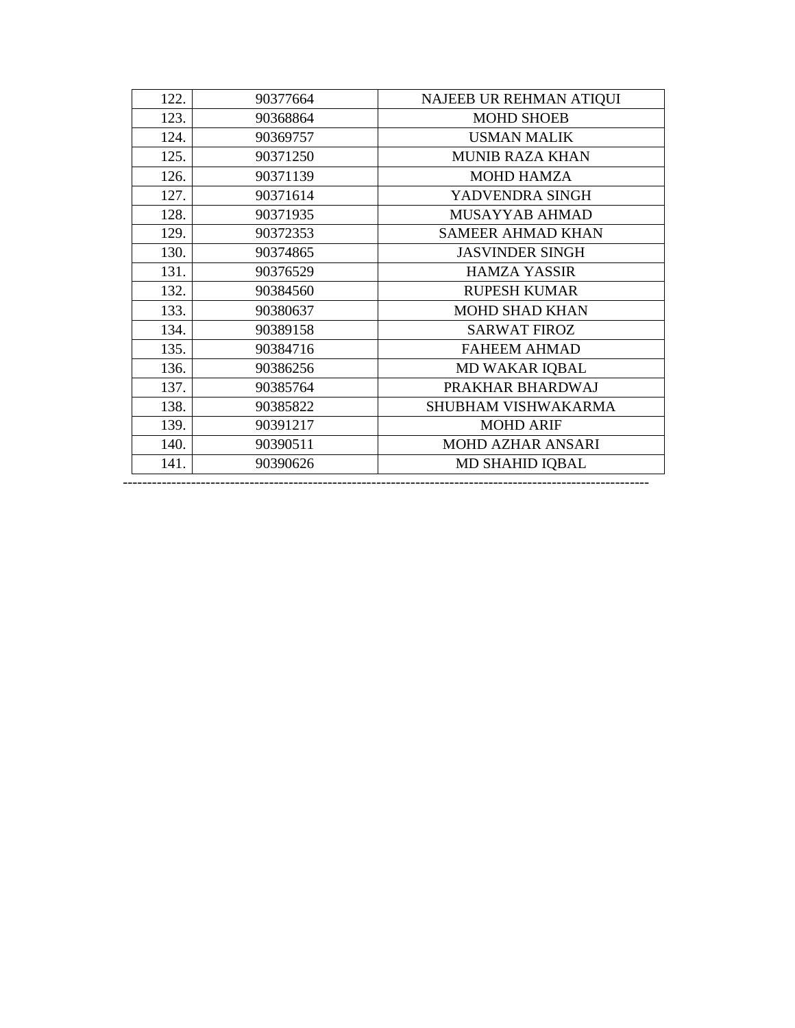| | | |
|---|---|---|
| 122. | 90377664 | NAJEEB UR REHMAN ATIQUI |
| 123. | 90368864 | MOHD SHOEB |
| 124. | 90369757 | USMAN MALIK |
| 125. | 90371250 | MUNIB RAZA KHAN |
| 126. | 90371139 | MOHD HAMZA |
| 127. | 90371614 | YADVENDRA SINGH |
| 128. | 90371935 | MUSAYYAB AHMAD |
| 129. | 90372353 | SAMEER AHMAD KHAN |
| 130. | 90374865 | JASVINDER SINGH |
| 131. | 90376529 | HAMZA YASSIR |
| 132. | 90384560 | RUPESH KUMAR |
| 133. | 90380637 | MOHD SHAD KHAN |
| 134. | 90389158 | SARWAT FIROZ |
| 135. | 90384716 | FAHEEM AHMAD |
| 136. | 90386256 | MD WAKAR IQBAL |
| 137. | 90385764 | PRAKHAR BHARDWAJ |
| 138. | 90385822 | SHUBHAM VISHWAKARMA |
| 139. | 90391217 | MOHD ARIF |
| 140. | 90390511 | MOHD AZHAR ANSARI |
| 141. | 90390626 | MD SHAHID IQBAL |

---------------------------------------------------------------------------------------------------------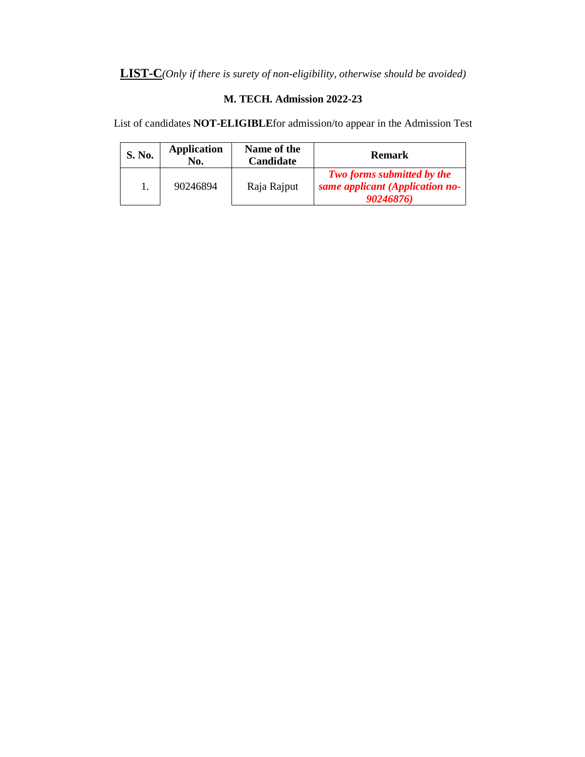**LIST-C** *(Only if there is surety of non-eligibility, otherwise should be avoided)*

**M. TECH. Admission 2022-23**

List of candidates **NOT-ELIGIBLE** for admission/to appear in the Admission Test

| S. No. | Application No. | Name of the Candidate | Remark |
|---|---|---|---|
| 1. | 90246894 | Raja Rajput | ***Two forms submitted by the same applicant (Application no- 90246876)*** |